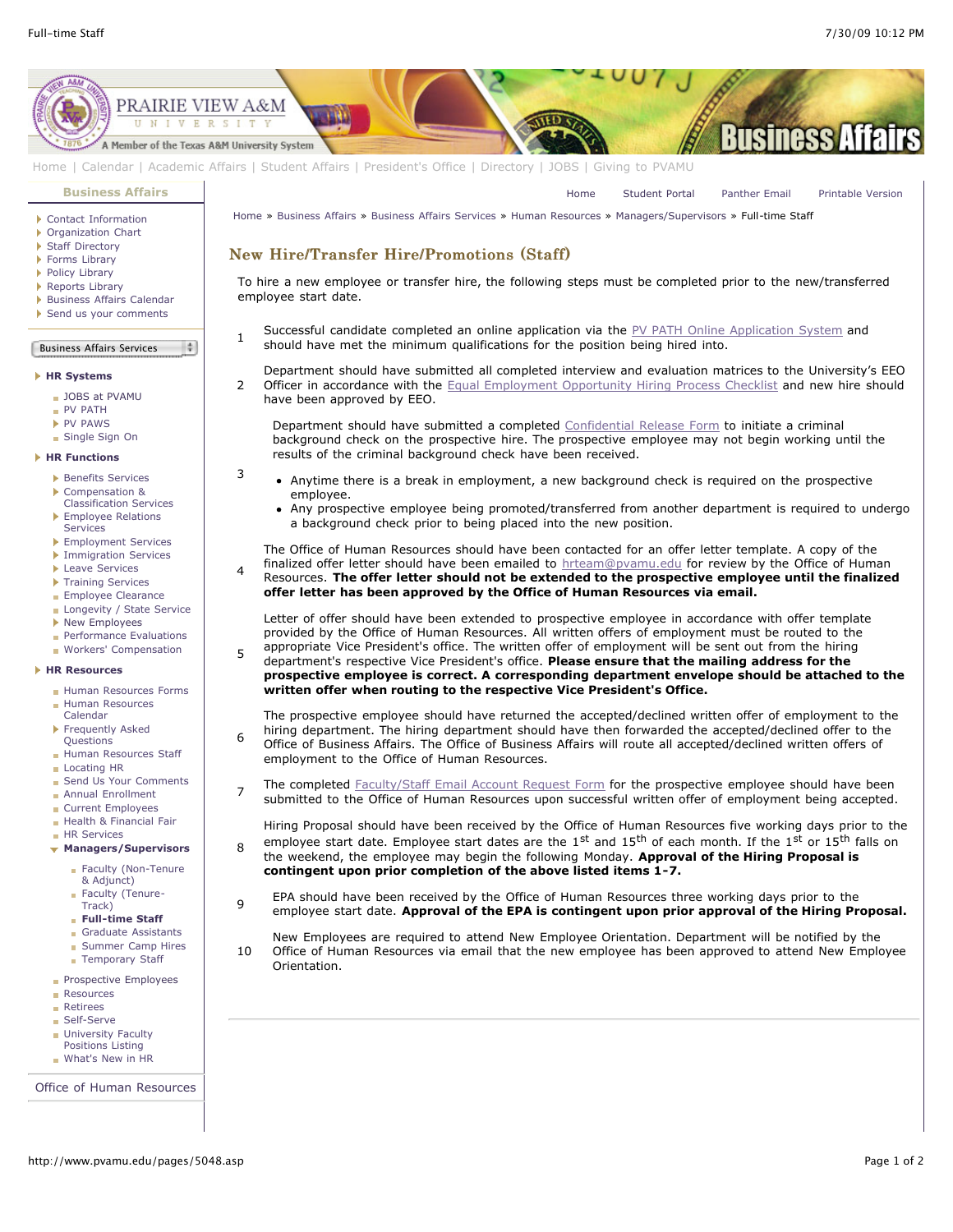Home | Calendar | Academic Affairs | Student Affairs | President's Office | Directory | JOBS | Giving to PVAMU

**Business Affairs**

- Contact Information
- Organization Chart
- Staff Directory
- Forms Library
- Policy Library
- Reports Library
- Business Affairs Calendar
- Send us your comments

Business Affairs Services

**HR Systems**

- JOBS at PVAMU
- PV PATH
- PV PAWS
- Single Sign On

**HR Functions**

- Benefits Services
- Compensation & Classification Services
- Employee Relations Services
- Employment Services
- Immigration Services
- Leave Services
- Training Services
- Employee Clearance
- Longevity / State Service
- New Employees
- Performance Evaluations
- Workers' Compensation

**HR Resources**

- Human Resources Forms
- Human Resources Calendar
- Frequently Asked Questions
- Human Resources Staff
- Locating HR
- Send Us Your Comments
- Annual Enrollment
- Current Employees
- Health & Financial Fair
- HR Services
- **Managers/Supervisors**
  - Faculty (Non-Tenure & Adjunct)
  - Faculty (Tenure-Track)
  - **Full-time Staff**
  - Graduate Assistants
  - Summer Camp Hires
  - Temporary Staff
- Prospective Employees
- Resources
- Retirees
- Self-Serve
- University Faculty Positions Listing
- What's New in HR

Office of Human Resources

Home | Student Portal | Panther Email | Printable Version

Home » Business Affairs » Business Affairs Services » Human Resources » Managers/Supervisors » Full-time Staff

## New Hire/Transfer Hire/Promotions (Staff)

To hire a new employee or transfer hire, the following steps must be completed prior to the new/transferred employee start date.

1. Successful candidate completed an online application via the PV PATH Online Application System and should have met the minimum qualifications for the position being hired into.
2. Department should have submitted all completed interview and evaluation matrices to the University's EEO Officer in accordance with the Equal Employment Opportunity Hiring Process Checklist and new hire should have been approved by EEO.
3. Department should have submitted a completed Confidential Release Form to initiate a criminal background check on the prospective hire. The prospective employee may not begin working until the results of the criminal background check have been received.
   - Anytime there is a break in employment, a new background check is required on the prospective employee.
   - Any prospective employee being promoted/transferred from another department is required to undergo a background check prior to being placed into the new position.
4. The Office of Human Resources should have been contacted for an offer letter template. A copy of the finalized offer letter should have been emailed to hrteam@pvamu.edu for review by the Office of Human Resources. **The offer letter should not be extended to the prospective employee until the finalized offer letter has been approved by the Office of Human Resources via email.**
5. Letter of offer should have been extended to prospective employee in accordance with offer template provided by the Office of Human Resources. All written offers of employment must be routed to the appropriate Vice President's office. The written offer of employment will be sent out from the hiring department's respective Vice President's office. **Please ensure that the mailing address for the prospective employee is correct. A corresponding department envelope should be attached to the written offer when routing to the respective Vice President's Office.**
6. The prospective employee should have returned the accepted/declined written offer of employment to the hiring department. The hiring department should have then forwarded the accepted/declined offer to the Office of Business Affairs. The Office of Business Affairs will route all accepted/declined written offers of employment to the Office of Human Resources.
7. The completed Faculty/Staff Email Account Request Form for the prospective employee should have been submitted to the Office of Human Resources upon successful written offer of employment being accepted.
8. Hiring Proposal should have been received by the Office of Human Resources five working days prior to the employee start date. Employee start dates are the 1st and 15th of each month. If the 1st or 15th falls on the weekend, the employee may begin the following Monday. **Approval of the Hiring Proposal is contingent upon prior completion of the above listed items 1-7.**
9. EPA should have been received by the Office of Human Resources three working days prior to the employee start date. **Approval of the EPA is contingent upon prior approval of the Hiring Proposal.**
10. New Employees are required to attend New Employee Orientation. Department will be notified by the Office of Human Resources via email that the new employee has been approved to attend New Employee Orientation.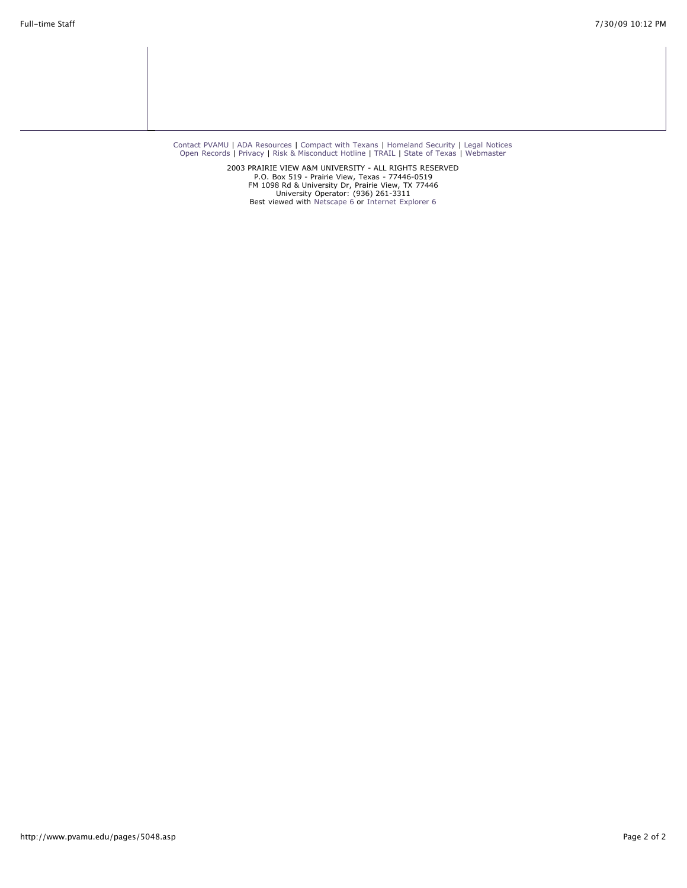Contact PVAMU | ADA Resources | Compact with Texans | Homeland Security | Legal Notices
Open Records | Privacy | Risk & Misconduct Hotline | TRAIL | State of Texas | Webmaster

2003 PRAIRIE VIEW A&M UNIVERSITY - ALL RIGHTS RESERVED
P.O. Box 519 - Prairie View, Texas - 77446-0519
FM 1098 Rd & University Dr, Prairie View, TX 77446
University Operator: (936) 261-3311
Best viewed with Netscape 6 or Internet Explorer 6